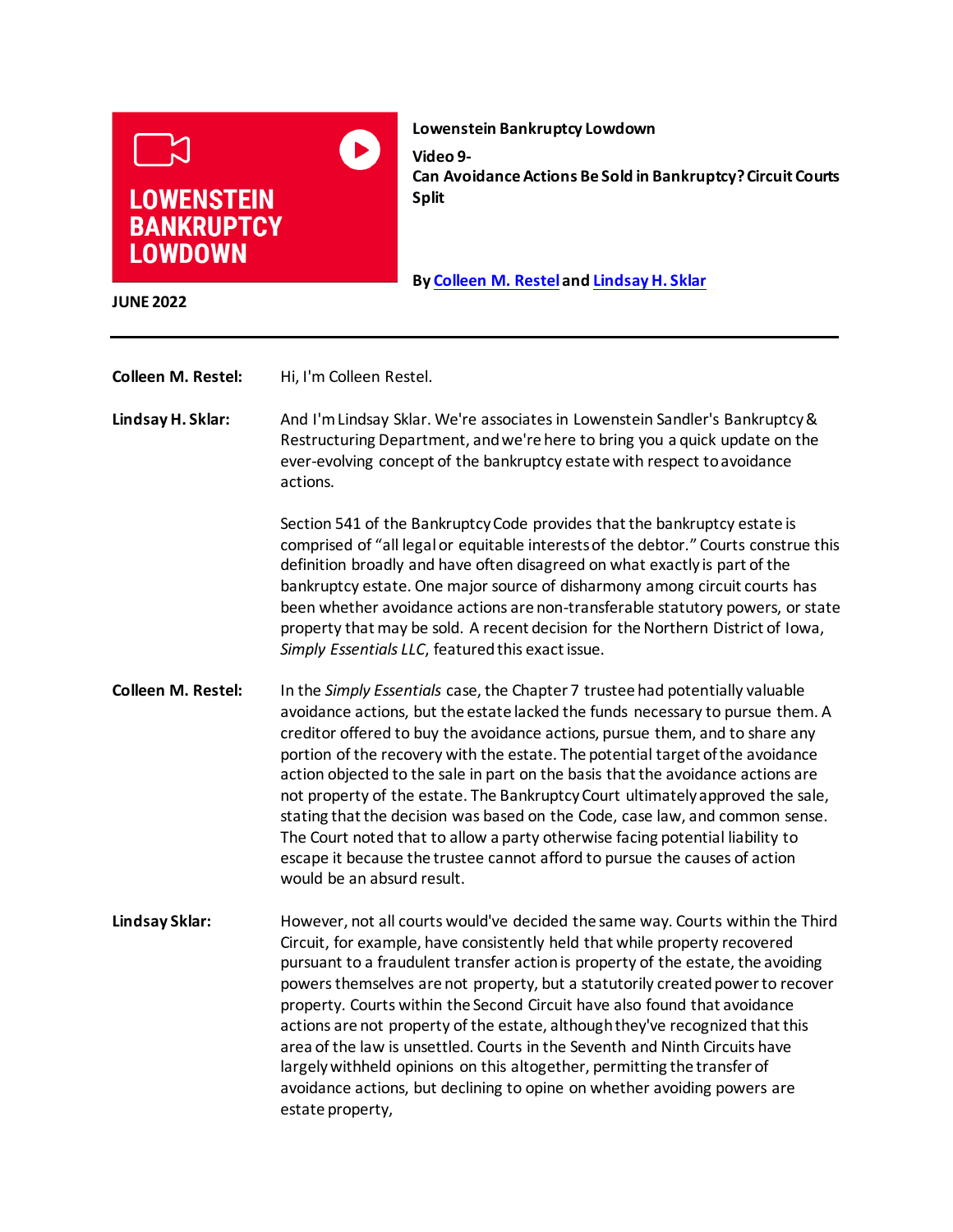**LOWENSTEIN BANKRUPTCY LOWDOWN**

**JUNE 2022**

**Lowenstein Bankruptcy Lowdown**

**Video 9-**
**Can Avoidance Actions Be Sold in Bankruptcy? Circuit Courts Split**

By Colleen M. Restel and Lindsay H. Sklar

---

**Colleen M. Restel:** Hi, I'm Colleen Restel.

**Lindsay H. Sklar:** And I'm Lindsay Sklar. We're associates in Lowenstein Sandler's Bankruptcy & Restructuring Department, and we're here to bring you a quick update on the ever-evolving concept of the bankruptcy estate with respect to avoidance actions.

Section 541 of the Bankruptcy Code provides that the bankruptcy estate is comprised of "all legal or equitable interests of the debtor." Courts construe this definition broadly and have often disagreed on what exactly is part of the bankruptcy estate. One major source of disharmony among circuit courts has been whether avoidance actions are non-transferable statutory powers, or state property that may be sold. A recent decision for the Northern District of Iowa, *Simply Essentials LLC*, featured this exact issue.

**Colleen M. Restel:** In the *Simply Essentials* case, the Chapter 7 trustee had potentially valuable avoidance actions, but the estate lacked the funds necessary to pursue them. A creditor offered to buy the avoidance actions, pursue them, and to share any portion of the recovery with the estate. The potential target of the avoidance action objected to the sale in part on the basis that the avoidance actions are not property of the estate. The Bankruptcy Court ultimately approved the sale, stating that the decision was based on the Code, case law, and common sense. The Court noted that to allow a party otherwise facing potential liability to escape it because the trustee cannot afford to pursue the causes of action would be an absurd result.

**Lindsay Sklar:** However, not all courts would've decided the same way. Courts within the Third Circuit, for example, have consistently held that while property recovered pursuant to a fraudulent transfer action is property of the estate, the avoiding powers themselves are not property, but a statutorily created power to recover property. Courts within the Second Circuit have also found that avoidance actions are not property of the estate, although they've recognized that this area of the law is unsettled. Courts in the Seventh and Ninth Circuits have largely withheld opinions on this altogether, permitting the transfer of avoidance actions, but declining to opine on whether avoiding powers are estate property,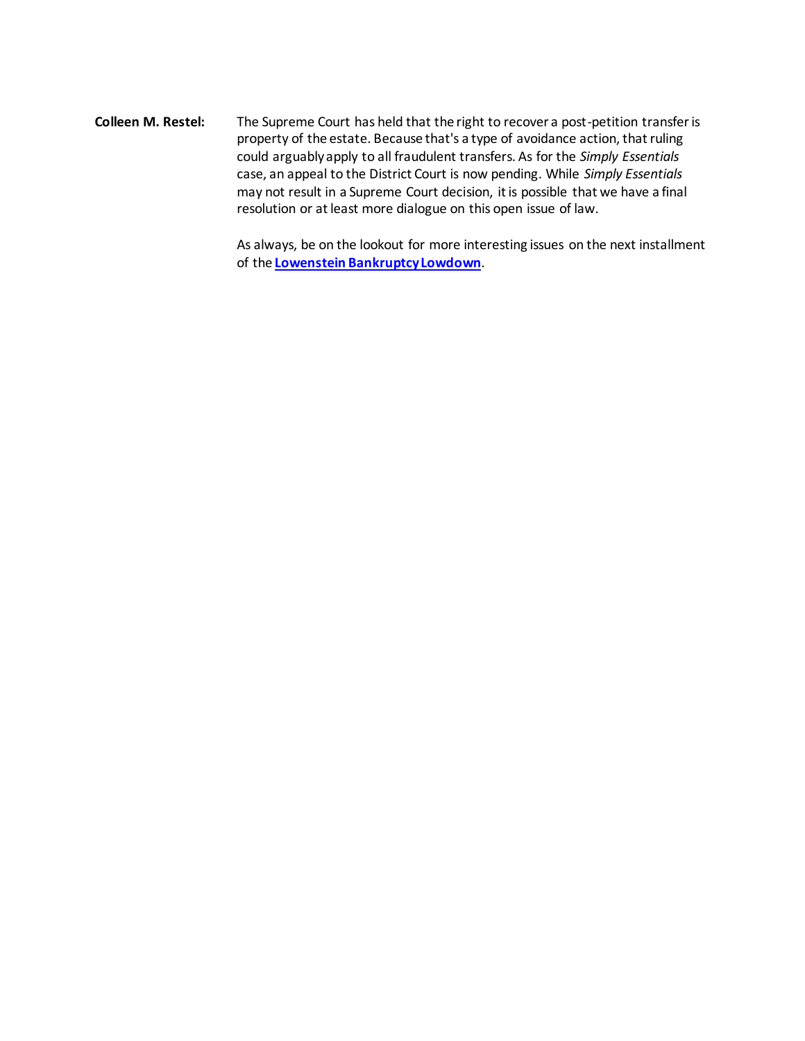**Colleen M. Restel:** The Supreme Court has held that the right to recover a post-petition transfer is property of the estate. Because that's a type of avoidance action, that ruling could arguably apply to all fraudulent transfers. As for the *Simply Essentials* case, an appeal to the District Court is now pending. While *Simply Essentials* may not result in a Supreme Court decision, it is possible that we have a final resolution or at least more dialogue on this open issue of law.

As always, be on the lookout for more interesting issues on the next installment of the **Lowenstein Bankruptcy Lowdown**.